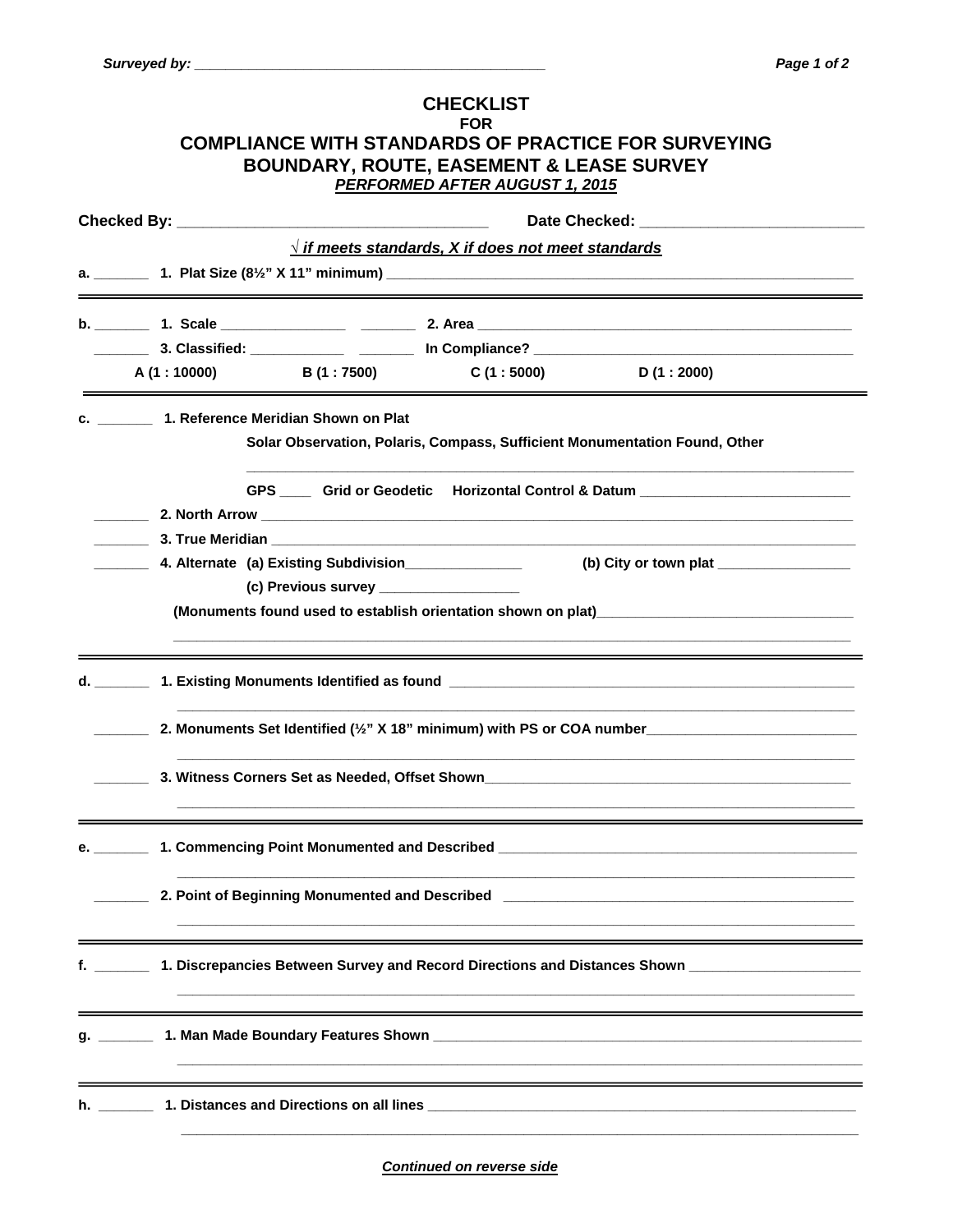Surveyed by: ____________________________________________

# CHECKLIST
## FOR
## COMPLIANCE WITH STANDARDS OF PRACTICE FOR SURVEYING BOUNDARY, ROUTE, EASEMENT & LEASE SURVEY
***PERFORMED AFTER AUGUST 1, 2015***

**Checked By:** _____________________________________ **Date Checked:** ___________________________

***√ if meets standards, X if does not meet standards***

**a.** _______ **1. Plat Size (8½" X 11" minimum)** ____________________________________________________________

---

**b.** _______ **1. Scale** ________________ _______ **2. Area** _________________________________________________

_______ **3. Classified:** ____________ _______ **In Compliance?** _________________________________________

**A (1 : 10000)** **B (1 : 7500)** **C (1 : 5000)** **D (1 : 2000)**

---

**c.** _______ **1. Reference Meridian Shown on Plat**

**Solar Observation, Polaris, Compass, Sufficient Monumentation Found, Other**

_____________________________________________________________________________

**GPS** ____ **Grid or Geodetic Horizontal Control & Datum** ___________________________

_______ **2. North Arrow** ________________________________________________________________________

_______ **3. True Meridian** _______________________________________________________________________

_______ **4. Alternate (a) Existing Subdivision**_______________ **(b) City or town plat** _________________

**(c) Previous survey** __________________

**(Monuments found used to establish orientation shown on plat)**_________________________________

_____________________________________________________________________________

---

**d.** _______ **1. Existing Monuments Identified as found** _______________________________________________________

_____________________________________________________________________________

_______ **2. Monuments Set Identified (½" X 18" minimum) with PS or COA number**___________________________

_____________________________________________________________________________

_______ **3. Witness Corners Set as Needed, Offset Shown**_________________________________________________

_____________________________________________________________________________

---

**e.** _______ **1. Commencing Point Monumented and Described** _________________________________________________

_____________________________________________________________________________

_______ **2. Point of Beginning Monumented and Described** _______________________________________________

_____________________________________________________________________________

---

**f.** _______ **1. Discrepancies Between Survey and Record Directions and Distances Shown** ______________________

_____________________________________________________________________________

---

**g.** _______ **1. Man Made Boundary Features Shown** ______________________________________________________________

_____________________________________________________________________________

---

**h.** _______ **1. Distances and Directions on all lines** _________________________________________________________

_____________________________________________________________________________

***Continued on reverse side***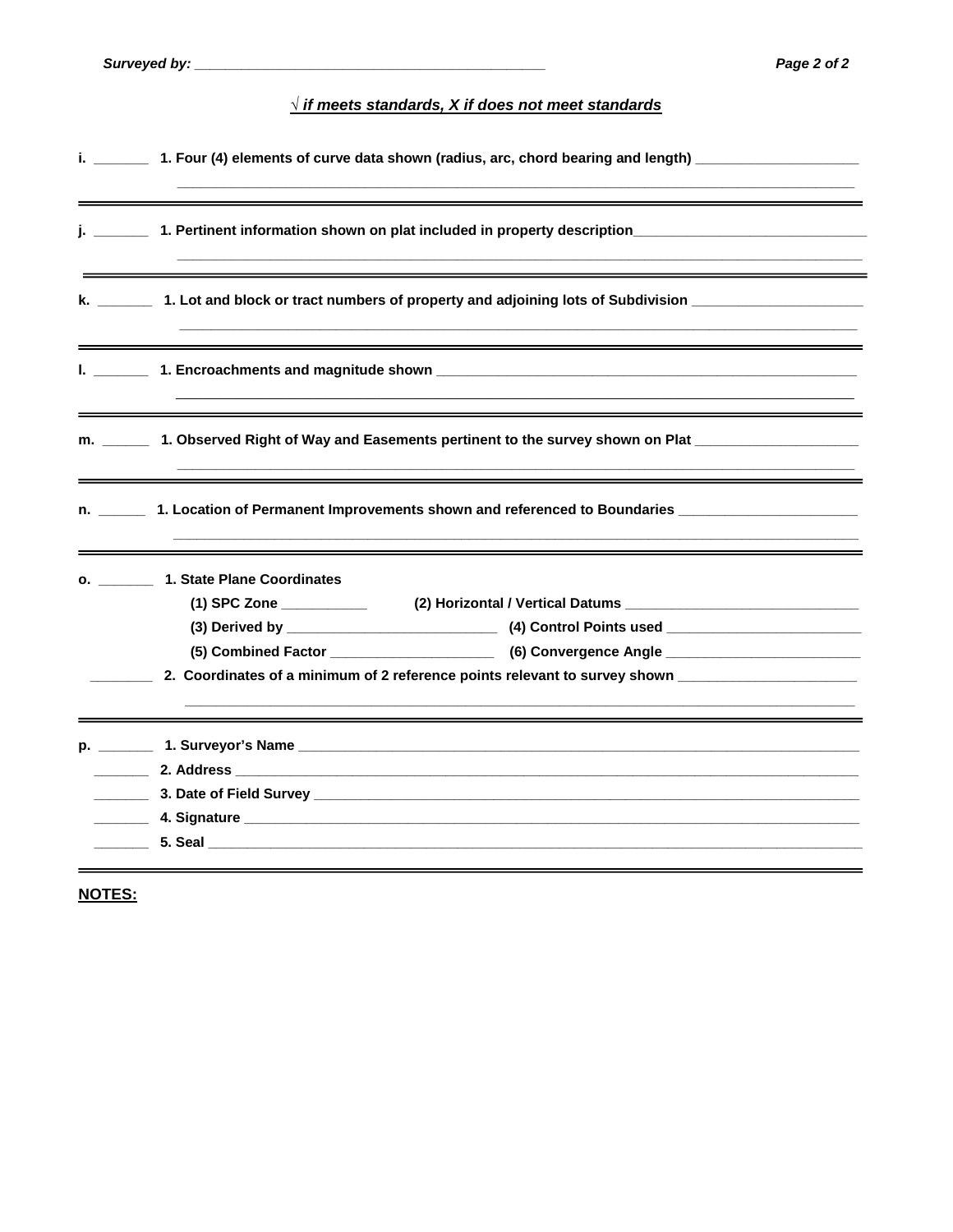*Surveyed by: ______________________________________________*

***√ if meets standards, X if does not meet standards***

**i. _______ 1. Four (4) elements of curve data shown (radius, arc, chord bearing and length) _____________________**

---

**j. _______ 1. Pertinent information shown on plat included in property description______________________________**

---

**k. _______ 1. Lot and block or tract numbers of property and adjoining lots of Subdivision ______________________**

---

**l. _______ 1. Encroachments and magnitude shown ________________________________________________________**

---

**m. ______ 1. Observed Right of Way and Easements pertinent to the survey shown on Plat _____________________**

---

**n. ______ 1. Location of Permanent Improvements shown and referenced to Boundaries _______________________**

---

**o. _______ 1. State Plane Coordinates**

**(1) SPC Zone ___________ (2) Horizontal / Vertical Datums ______________________________**

**(3) Derived by ___________________________ (4) Control Points used _________________________**

**(5) Combined Factor _____________________ (6) Convergence Angle _________________________**

**________ 2. Coordinates of a minimum of 2 reference points relevant to survey shown _______________________**

---

**p. _______ 1. Surveyor's Name ______________________________________________________________________________**

**_______ 2. Address ______________________________________________________________________________**

**_______ 3. Date of Field Survey ______________________________________________________________________________**

**_______ 4. Signature ______________________________________________________________________________**

**_______ 5. Seal ______________________________________________________________________________**

---

**NOTES:**